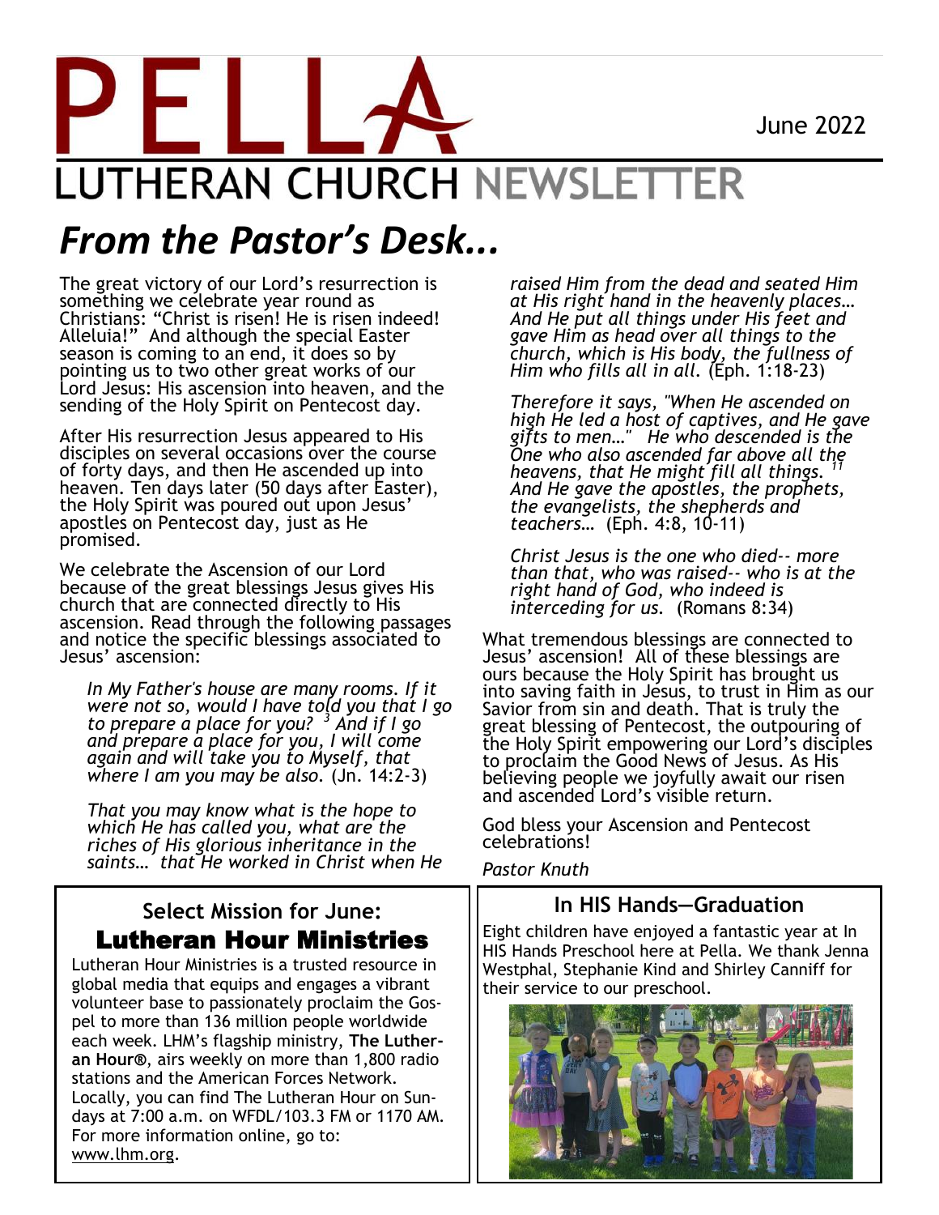# PELLA LUTHERAN CHURCH NEWSLETTER

June 2022

## *From the Pastor's Desk...*

The great victory of our Lord's resurrection is something we celebrate year round as Christians: "Christ is risen! He is risen indeed! Alleluia!" And although the special Easter season is coming to an end, it does so by pointing us to two other great works of our Lord Jesus: His ascension into heaven, and the sending of the Holy Spirit on Pentecost day.

After His resurrection Jesus appeared to His disciples on several occasions over the course of forty days, and then He ascended up into heaven. Ten days later (50 days after Easter), the Holy Spirit was poured out upon Jesus' apostles on Pentecost day, just as He promised.

We celebrate the Ascension of our Lord because of the great blessings Jesus gives His church that are connected directly to His ascension. Read through the following passages and notice the specific blessings associated to Jesus' ascension:

> *In My Father's house are many rooms. If it were not so, would I have told you that I go to prepare a place for you? [3] And if I go and prepare a place for you, I will come again and will take you to Myself, that where I am you may be also.* (Jn. 14:2-3)

> *That you may know what is the hope to which He has called you, what are the riches of His glorious inheritance in the saints… that He worked in Christ when He raised Him from the dead and seated Him at His right hand in the heavenly places… And He put all things under His feet and gave Him as head over all things to the church, which is His body, the fullness of Him who fills all in all.* (Eph. 1:18-23)

> *Therefore it says, "When He ascended on high He led a host of captives, and He gave gifts to men…" He who descended is the One who also ascended far above all the heavens, that He might fill all things. [11] And He gave the apostles, the prophets, the evangelists, the shepherds and teachers…* (Eph. 4:8, 10-11)

> *Christ Jesus is the one who died-- more than that, who was raised-- who is at the right hand of God, who indeed is interceding for us.* (Romans 8:34)

What tremendous blessings are connected to Jesus' ascension! All of these blessings are ours because the Holy Spirit has brought us into saving faith in Jesus, to trust in Him as our Savior from sin and death. That is truly the great blessing of Pentecost, the outpouring of the Holy Spirit empowering our Lord's disciples to proclaim the Good News of Jesus. As His believing people we joyfully await our risen and ascended Lord's visible return.

God bless your Ascension and Pentecost celebrations!

*Pastor Knuth*

### Select Mission for June:

## Lutheran Hour Ministries

Lutheran Hour Ministries is a trusted resource in global media that equips and engages a vibrant volunteer base to passionately proclaim the Gospel to more than 136 million people worldwide each week. LHM's flagship ministry, **The Lutheran Hour®**, airs weekly on more than 1,800 radio stations and the American Forces Network. Locally, you can find The Lutheran Hour on Sundays at 7:00 a.m. on WFDL/103.3 FM or 1170 AM. For more information online, go to: www.lhm.org.

### In HIS Hands—Graduation

Eight children have enjoyed a fantastic year at In HIS Hands Preschool here at Pella. We thank Jenna Westphal, Stephanie Kind and Shirley Canniff for their service to our preschool.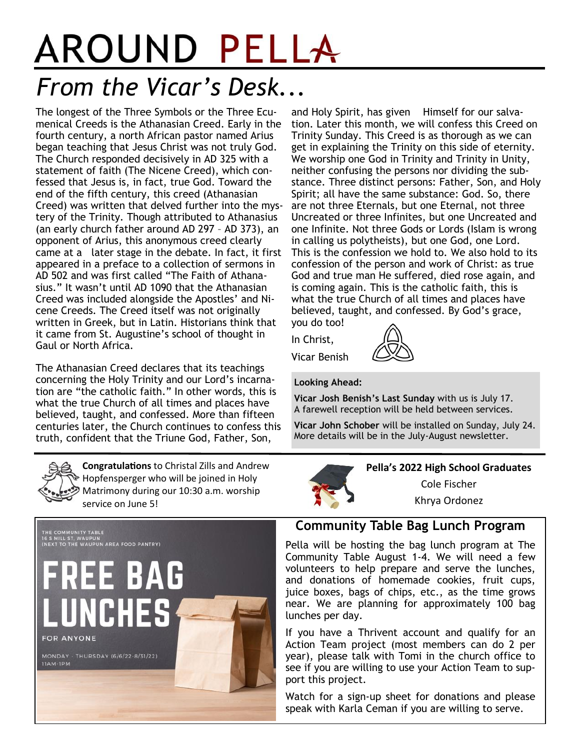# AROUND PELLA

## *From the Vicar's Desk...*

The longest of the Three Symbols or the Three Ecumenical Creeds is the Athanasian Creed. Early in the fourth century, a north African pastor named Arius began teaching that Jesus Christ was not truly God. The Church responded decisively in AD 325 with a statement of faith (The Nicene Creed), which confessed that Jesus is, in fact, true God. Toward the end of the fifth century, this creed (Athanasian Creed) was written that delved further into the mystery of the Trinity. Though attributed to Athanasius (an early church father around AD 297 – AD 373), an opponent of Arius, this anonymous creed clearly came at a later stage in the debate. In fact, it first appeared in a preface to a collection of sermons in AD 502 and was first called "The Faith of Athanasius." It wasn't until AD 1090 that the Athanasian Creed was included alongside the Apostles' and Nicene Creeds. The Creed itself was not originally written in Greek, but in Latin. Historians think that it came from St. Augustine's school of thought in Gaul or North Africa.

The Athanasian Creed declares that its teachings concerning the Holy Trinity and our Lord's incarnation are "the catholic faith." In other words, this is what the true Church of all times and places have believed, taught, and confessed. More than fifteen centuries later, the Church continues to confess this truth, confident that the Triune God, Father, Son, and Holy Spirit, has given Himself for our salvation. Later this month, we will confess this Creed on Trinity Sunday. This Creed is as thorough as we can get in explaining the Trinity on this side of eternity. We worship one God in Trinity and Trinity in Unity, neither confusing the persons nor dividing the substance. Three distinct persons: Father, Son, and Holy Spirit; all have the same substance: God. So, there are not three Eternals, but one Eternal, not three Uncreated or three Infinites, but one Uncreated and one Infinite. Not three Gods or Lords (Islam is wrong in calling us polytheists), but one God, one Lord. This is the confession we hold to. We also hold to its confession of the person and work of Christ: as true God and true man He suffered, died rose again, and is coming again. This is the catholic faith, this is what the true Church of all times and places have believed, taught, and confessed. By God's grace, you do too!

In Christ,

Vicar Benish

**Looking Ahead:**

**Vicar Josh Benish's Last Sunday** with us is July 17. A farewell reception will be held between services.

**Vicar John Schober** will be installed on Sunday, July 24. More details will be in the July-August newsletter.

**Congratulations** to Christal Zills and Andrew Hopfensperger who will be joined in Holy Matrimony during our 10:30 a.m. worship service on June 5!

**Pella's 2022 High School Graduates**

Cole Fischer

Khrya Ordonez

THE COMMUNITY TABLE
16 S MILL ST, WAUPUN
(NEXT TO THE WAUPUN AREA FOOD PANTRY)

FREE BAG LUNCHES

FOR ANYONE

MONDAY - THURSDAY (6/6/22-8/31/22)
11AM-1PM

## Community Table Bag Lunch Program

Pella will be hosting the bag lunch program at The Community Table August 1-4. We will need a few volunteers to help prepare and serve the lunches, and donations of homemade cookies, fruit cups, juice boxes, bags of chips, etc., as the time grows near. We are planning for approximately 100 bag lunches per day.

If you have a Thrivent account and qualify for an Action Team project (most members can do 2 per year), please talk with Tomi in the church office to see if you are willing to use your Action Team to support this project.

Watch for a sign-up sheet for donations and please speak with Karla Ceman if you are willing to serve.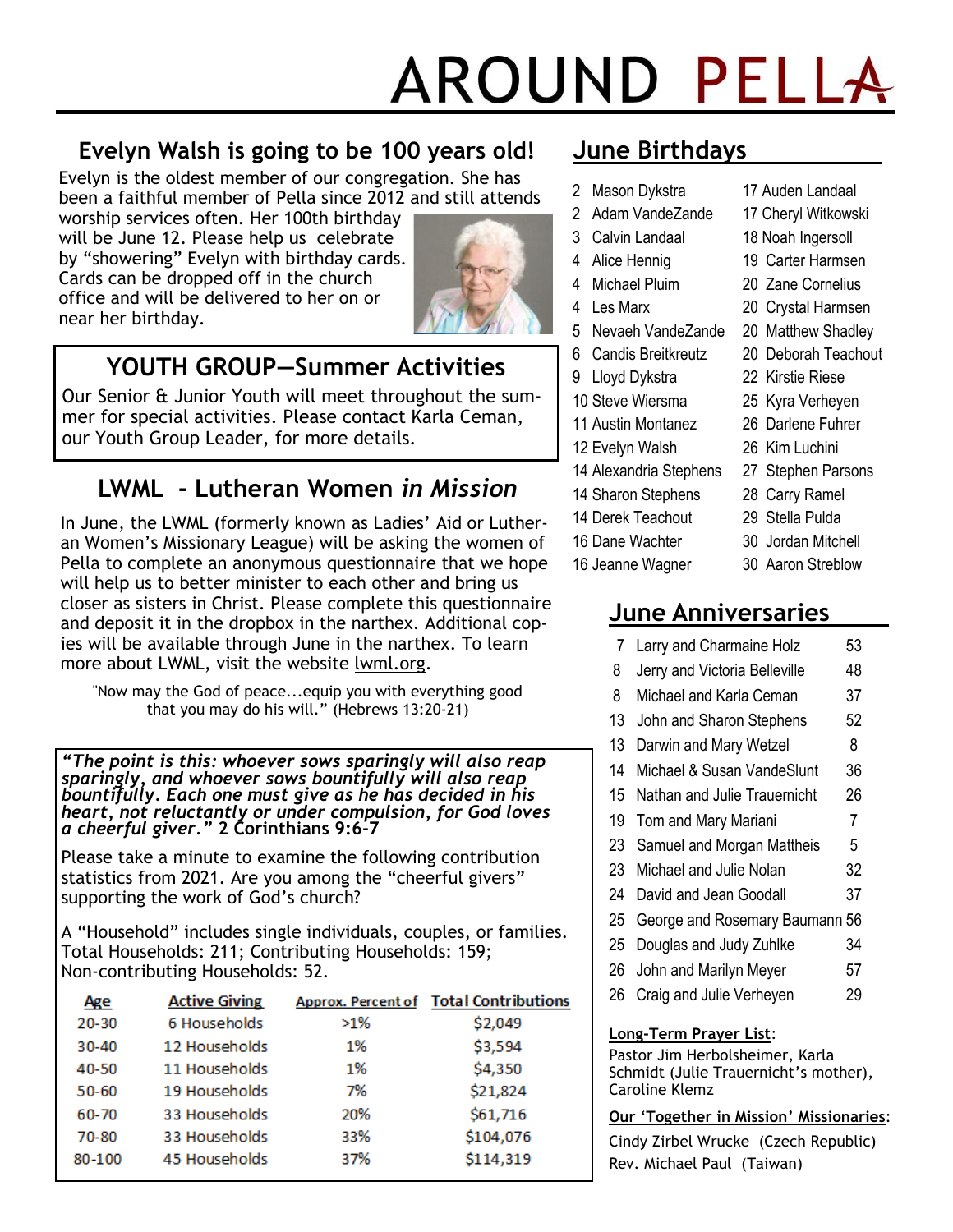# AROUND PELLA

## Evelyn Walsh is going to be 100 years old!

Evelyn is the oldest member of our congregation. She has been a faithful member of Pella since 2012 and still attends worship services often. Her 100th birthday will be June 12. Please help us celebrate by "showering" Evelyn with birthday cards. Cards can be dropped off in the church office and will be delivered to her on or near her birthday.

## YOUTH GROUP—Summer Activities

Our Senior & Junior Youth will meet throughout the summer for special activities. Please contact Karla Ceman, our Youth Group Leader, for more details.

## LWML - Lutheran Women *in Mission*

In June, the LWML (formerly known as Ladies' Aid or Lutheran Women's Missionary League) will be asking the women of Pella to complete an anonymous questionnaire that we hope will help us to better minister to each other and bring us closer as sisters in Christ. Please complete this questionnaire and deposit it in the dropbox in the narthex. Additional copies will be available through June in the narthex. To learn more about LWML, visit the website lwml.org.

"Now may the God of peace...equip you with everything good that you may do his will." (Hebrews 13:20-21)

***"The point is this: whoever sows sparingly will also reap sparingly, and whoever sows bountifully will also reap bountifully. Each one must give as he has decided in his heart, not reluctantly or under compulsion, for God loves a cheerful giver."* 2 Corinthians 9:6-7**

Please take a minute to examine the following contribution statistics from 2021. Are you among the "cheerful givers" supporting the work of God's church?

A "Household" includes single individuals, couples, or families. Total Households: 211; Contributing Households: 159; Non-contributing Households: 52.

| Age | Active Giving | Approx. Percent of | Total Contributions |
|---|---|---|---|
| 20-30 | 6 Households | >1% | $2,049 |
| 30-40 | 12 Households | 1% | $3,594 |
| 40-50 | 11 Households | 1% | $4,350 |
| 50-60 | 19 Households | 7% | $21,824 |
| 60-70 | 33 Households | 20% | $61,716 |
| 70-80 | 33 Households | 33% | $104,076 |
| 80-100 | 45 Households | 37% | $114,319 |

## June Birthdays

- 2 Mason Dykstra
- 2 Adam VandeZande
- 3 Calvin Landaal
- 4 Alice Hennig
- 4 Michael Pluim
- 4 Les Marx
- 5 Nevaeh VandeZande
- 6 Candis Breitkreutz
- 9 Lloyd Dykstra
- 10 Steve Wiersma
- 11 Austin Montanez
- 12 Evelyn Walsh
- 14 Alexandria Stephens
- 14 Sharon Stephens
- 14 Derek Teachout
- 16 Dane Wachter
- 16 Jeanne Wagner
- 17 Auden Landaal
- 17 Cheryl Witkowski
- 18 Noah Ingersoll
- 19 Carter Harmsen
- 20 Zane Cornelius
- 20 Crystal Harmsen
- 20 Matthew Shadley
- 20 Deborah Teachout
- 22 Kirstie Riese
- 25 Kyra Verheyen
- 26 Darlene Fuhrer
- 26 Kim Luchini
- 27 Stephen Parsons
- 28 Carry Ramel
- 29 Stella Pulda
- 30 Jordan Mitchell
- 30 Aaron Streblow

## June Anniversaries

| | | |
|---|---|---|
| 7 | Larry and Charmaine Holz | 53 |
| 8 | Jerry and Victoria Belleville | 48 |
| 8 | Michael and Karla Ceman | 37 |
| 13 | John and Sharon Stephens | 52 |
| 13 | Darwin and Mary Wetzel | 8 |
| 14 | Michael & Susan VandeSlunt | 36 |
| 15 | Nathan and Julie Trauernicht | 26 |
| 19 | Tom and Mary Mariani | 7 |
| 23 | Samuel and Morgan Mattheis | 5 |
| 23 | Michael and Julie Nolan | 32 |
| 24 | David and Jean Goodall | 37 |
| 25 | George and Rosemary Baumann | 56 |
| 25 | Douglas and Judy Zuhlke | 34 |
| 26 | John and Marilyn Meyer | 57 |
| 26 | Craig and Julie Verheyen | 29 |

**Long-Term Prayer List**:

Pastor Jim Herbolsheimer, Karla Schmidt (Julie Trauernicht's mother), Caroline Klemz

**Our 'Together in Mission' Missionaries**:

Cindy Zirbel Wrucke (Czech Republic)

Rev. Michael Paul (Taiwan)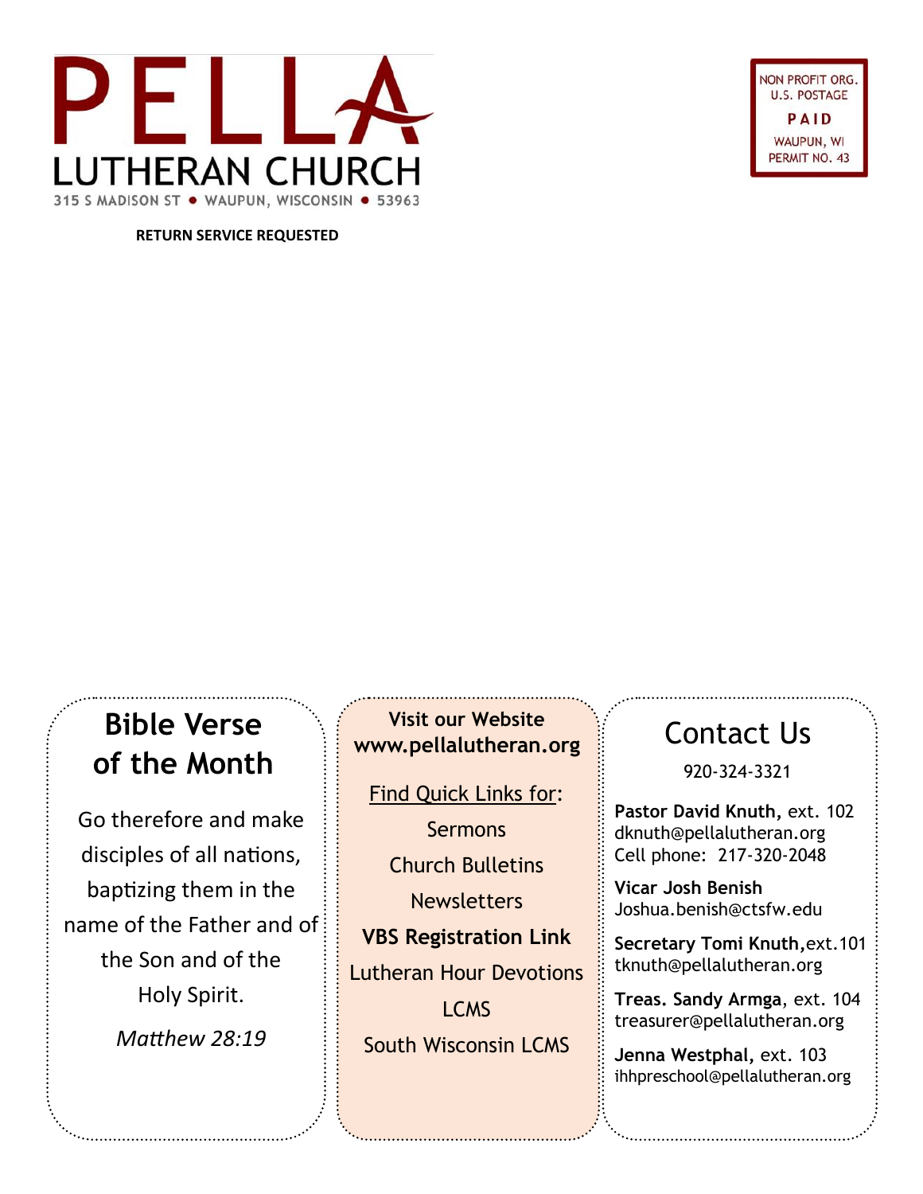# PELLA LUTHERAN CHURCH

315 S MADISON ST • WAUPUN, WISCONSIN • 53963

**RETURN SERVICE REQUESTED**

NON PROFIT ORG.
U.S. POSTAGE
**PAID**
WAUPUN, WI
PERMIT NO. 43

## Bible Verse of the Month

Go therefore and make disciples of all nations, baptizing them in the name of the Father and of the Son and of the Holy Spirit.

*Matthew 28:19*

**Visit our Website**
**www.pellalutheran.org**

Find Quick Links for:

Sermons

Church Bulletins

Newsletters

**VBS Registration Link**

Lutheran Hour Devotions

LCMS

South Wisconsin LCMS

## Contact Us

920-324-3321

**Pastor David Knuth,** ext. 102
dknuth@pellalutheran.org
Cell phone: 217-320-2048

**Vicar Josh Benish**
Joshua.benish@ctsfw.edu

**Secretary Tomi Knuth,**ext.101
tknuth@pellalutheran.org

**Treas. Sandy Armga**, ext. 104
treasurer@pellalutheran.org

**Jenna Westphal,** ext. 103
ihhpreschool@pellalutheran.org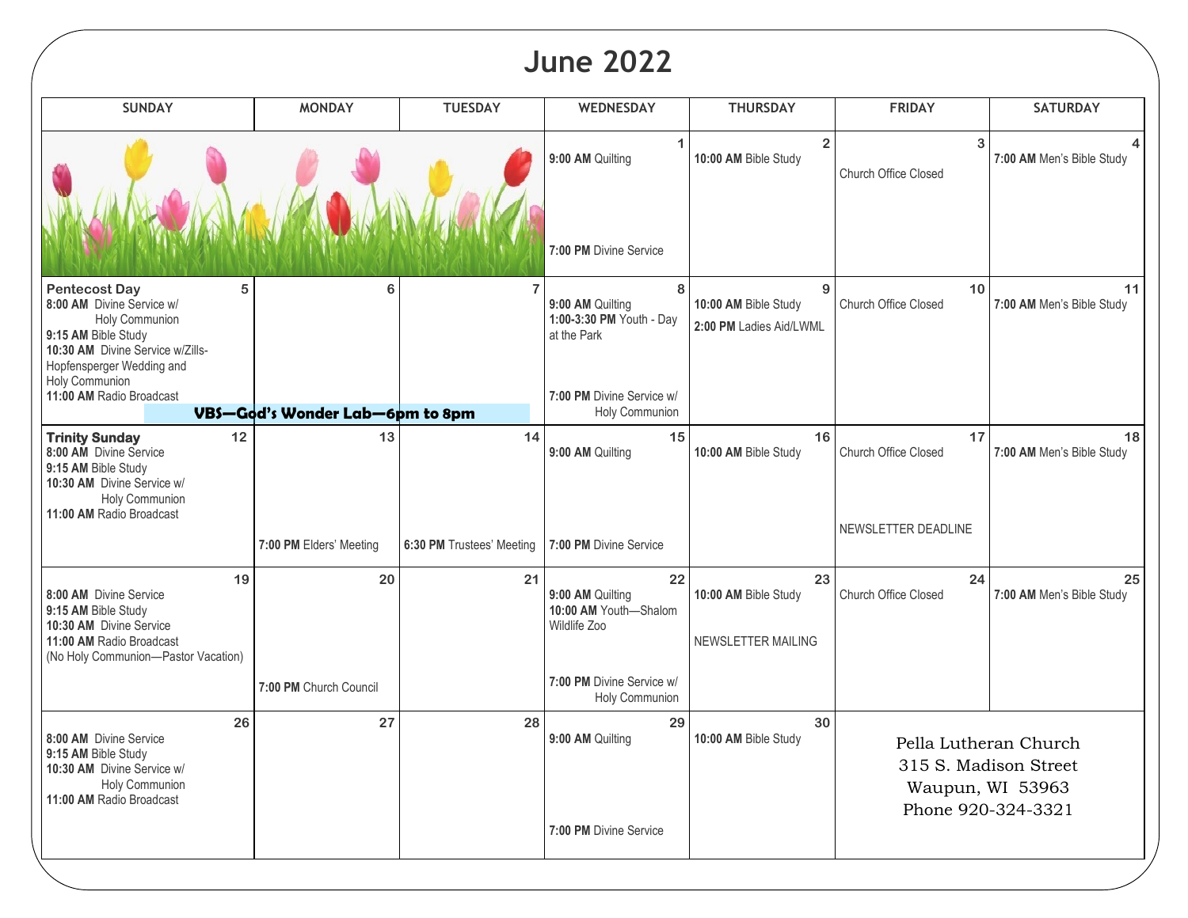# June 2022

| SUNDAY | MONDAY | TUESDAY | WEDNESDAY | THURSDAY | FRIDAY | SATURDAY |
|---|---|---|---|---|---|---|
| | | | **1** **9:00 AM** Quilting<br>**7:00 PM** Divine Service | **2** **10:00 AM** Bible Study | **3** Church Office Closed | **4** **7:00 AM** Men's Bible Study |
| **5** **Pentecost Day**<br>**8:00 AM** Divine Service w/ Holy Communion<br>**9:15 AM** Bible Study<br>**10:30 AM** Divine Service w/Zills-Hopfensperger Wedding and Holy Communion<br>**11:00 AM** Radio Broadcast<br>**VBS—God's Wonder Lab—6pm to 8pm** | **6** **VBS—God's Wonder Lab—6pm to 8pm** | **7** **VBS—God's Wonder Lab—6pm to 8pm** | **8** **9:00 AM** Quilting<br>**1:00-3:30 PM** Youth - Day at the Park<br>**7:00 PM** Divine Service w/ Holy Communion | **9** **10:00 AM** Bible Study<br>**2:00 PM** Ladies Aid/LWML | **10** Church Office Closed | **11** **7:00 AM** Men's Bible Study |
| **12** **Trinity Sunday**<br>**8:00 AM** Divine Service<br>**9:15 AM** Bible Study<br>**10:30 AM** Divine Service w/ Holy Communion<br>**11:00 AM** Radio Broadcast | **13** **7:00 PM** Elders' Meeting | **14** **6:30 PM** Trustees' Meeting | **15** **9:00 AM** Quilting<br>**7:00 PM** Divine Service | **16** **10:00 AM** Bible Study | **17** Church Office Closed<br>NEWSLETTER DEADLINE | **18** **7:00 AM** Men's Bible Study |
| **19** **8:00 AM** Divine Service<br>**9:15 AM** Bible Study<br>**10:30 AM** Divine Service<br>**11:00 AM** Radio Broadcast<br>(No Holy Communion—Pastor Vacation) | **20** **7:00 PM** Church Council | **21** | **22** **9:00 AM** Quilting<br>**10:00 AM** Youth—Shalom Wildlife Zoo<br>**7:00 PM** Divine Service w/ Holy Communion | **23** **10:00 AM** Bible Study<br>NEWSLETTER MAILING | **24** Church Office Closed | **25** **7:00 AM** Men's Bible Study |
| **26** **8:00 AM** Divine Service<br>**9:15 AM** Bible Study<br>**10:30 AM** Divine Service w/ Holy Communion<br>**11:00 AM** Radio Broadcast | **27** | **28** | **29** **9:00 AM** Quilting<br>**7:00 PM** Divine Service | **30** **10:00 AM** Bible Study | Pella Lutheran Church<br>315 S. Madison Street<br>Waupun, WI 53963<br>Phone 920-324-3321 | |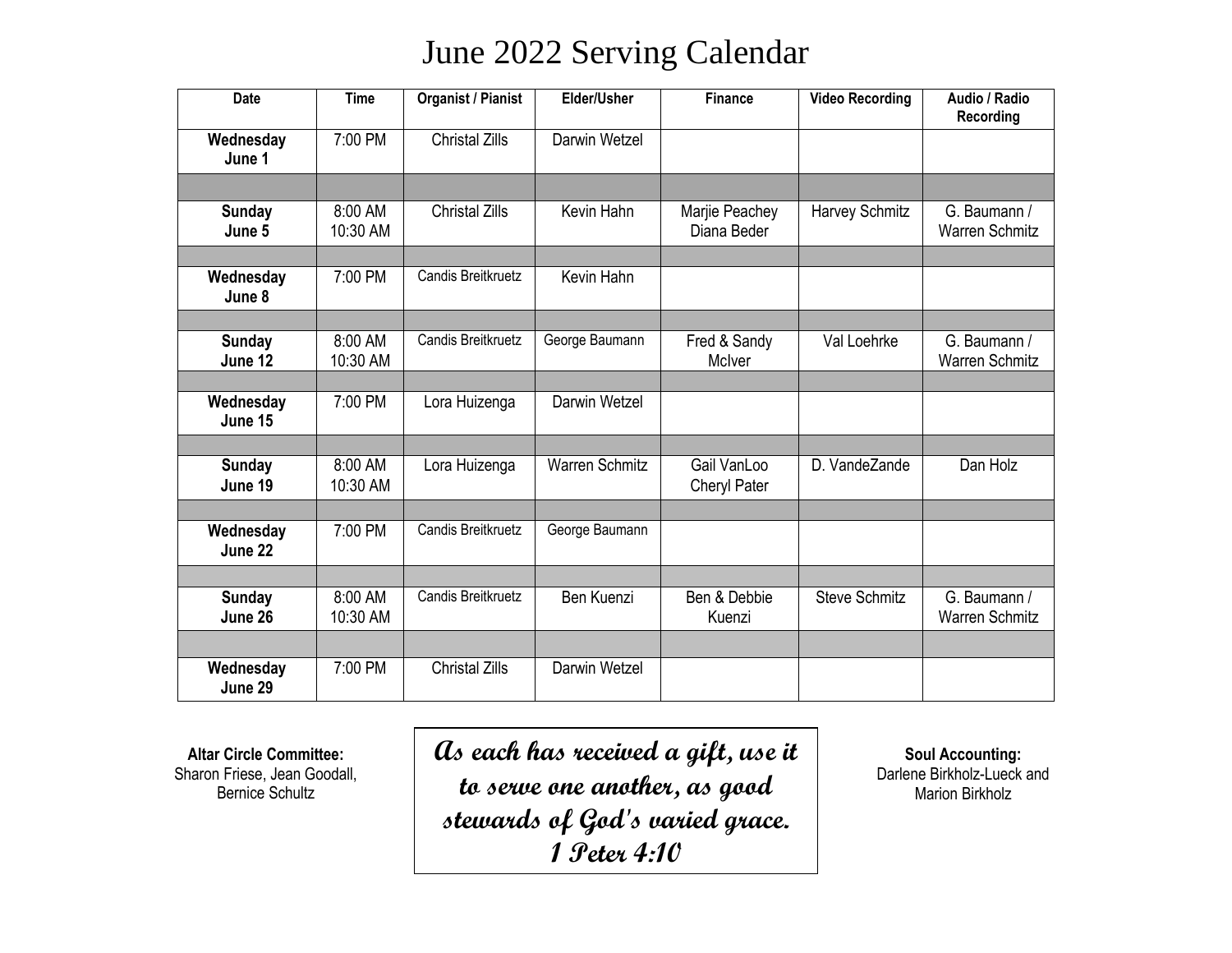# June 2022 Serving Calendar

| Date | Time | Organist / Pianist | Elder/Usher | Finance | Video Recording | Audio / Radio Recording |
|---|---|---|---|---|---|---|
| **Wednesday June 1** | 7:00 PM | Christal Zills | Darwin Wetzel | | | |
| | | | | | | |
| **Sunday June 5** | 8:00 AM 10:30 AM | Christal Zills | Kevin Hahn | Marjie Peachey Diana Beder | Harvey Schmitz | G. Baumann / Warren Schmitz |
| | | | | | | |
| **Wednesday June 8** | 7:00 PM | Candis Breitkruetz | Kevin Hahn | | | |
| | | | | | | |
| **Sunday June 12** | 8:00 AM 10:30 AM | Candis Breitkruetz | George Baumann | Fred & Sandy McIver | Val Loehrke | G. Baumann / Warren Schmitz |
| | | | | | | |
| **Wednesday June 15** | 7:00 PM | Lora Huizenga | Darwin Wetzel | | | |
| | | | | | | |
| **Sunday June 19** | 8:00 AM 10:30 AM | Lora Huizenga | Warren Schmitz | Gail VanLoo Cheryl Pater | D. VandeZande | Dan Holz |
| | | | | | | |
| **Wednesday June 22** | 7:00 PM | Candis Breitkruetz | George Baumann | | | |
| | | | | | | |
| **Sunday June 26** | 8:00 AM 10:30 AM | Candis Breitkruetz | Ben Kuenzi | Ben & Debbie Kuenzi | Steve Schmitz | G. Baumann / Warren Schmitz |
| | | | | | | |
| **Wednesday June 29** | 7:00 PM | Christal Zills | Darwin Wetzel | | | |

**Altar Circle Committee:**
Sharon Friese, Jean Goodall, Bernice Schultz

***As each has received a gift, use it to serve one another, as good stewards of God's varied grace. 1 Peter 4:10***

**Soul Accounting:**
Darlene Birkholz-Lueck and Marion Birkholz